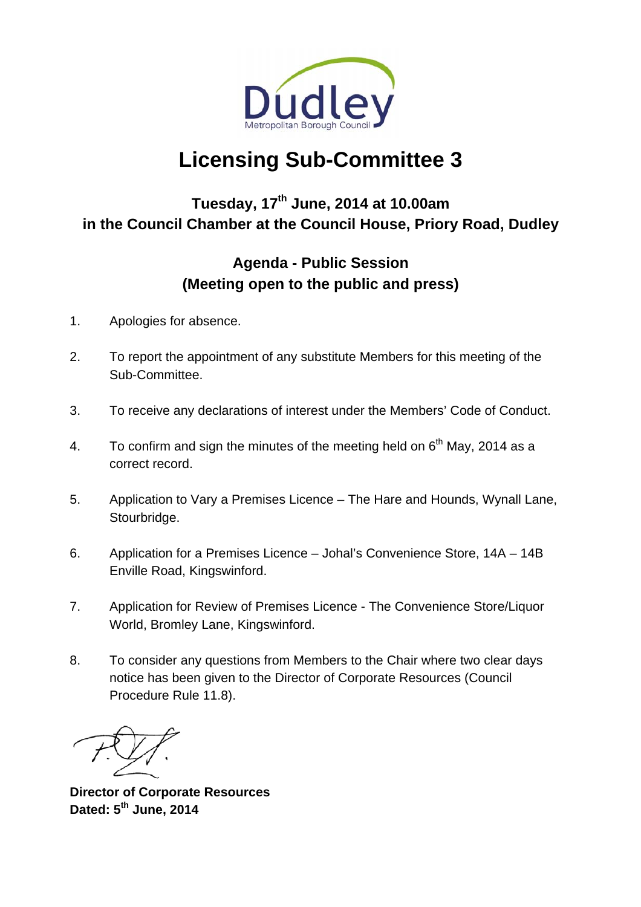Dudley
Metropolitan Borough Council

# Licensing Sub-Committee 3

## Tuesday, 17th June, 2014 at 10.00am
## in the Council Chamber at the Council House, Priory Road, Dudley

## Agenda - Public Session
## (Meeting open to the public and press)

1. Apologies for absence.

2. To report the appointment of any substitute Members for this meeting of the Sub-Committee.

3. To receive any declarations of interest under the Members' Code of Conduct.

4. To confirm and sign the minutes of the meeting held on 6th May, 2014 as a correct record.

5. Application to Vary a Premises Licence – The Hare and Hounds, Wynall Lane, Stourbridge.

6. Application for a Premises Licence – Johal's Convenience Store, 14A – 14B Enville Road, Kingswinford.

7. Application for Review of Premises Licence - The Convenience Store/Liquor World, Bromley Lane, Kingswinford.

8. To consider any questions from Members to the Chair where two clear days notice has been given to the Director of Corporate Resources (Council Procedure Rule 11.8).

**Director of Corporate Resources**
**Dated: 5th June, 2014**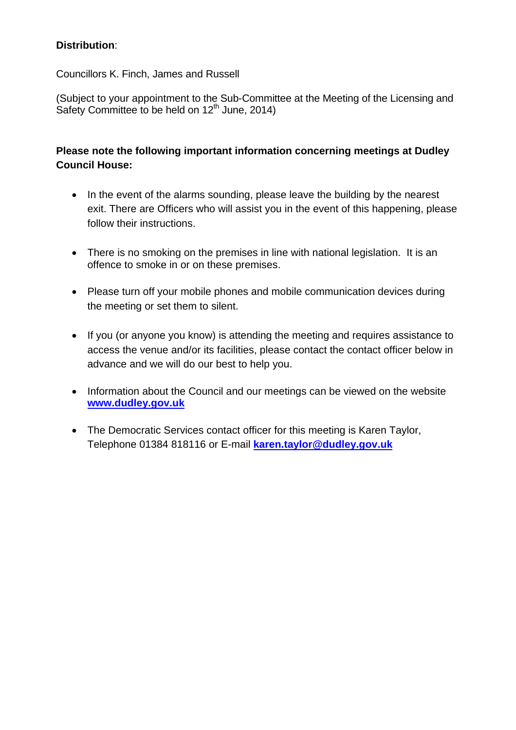**Distribution**:

Councillors K. Finch, James and Russell

(Subject to your appointment to the Sub-Committee at the Meeting of the Licensing and Safety Committee to be held on 12th June, 2014)

**Please note the following important information concerning meetings at Dudley Council House:**

- In the event of the alarms sounding, please leave the building by the nearest exit. There are Officers who will assist you in the event of this happening, please follow their instructions.
- There is no smoking on the premises in line with national legislation. It is an offence to smoke in or on these premises.
- Please turn off your mobile phones and mobile communication devices during the meeting or set them to silent.
- If you (or anyone you know) is attending the meeting and requires assistance to access the venue and/or its facilities, please contact the contact officer below in advance and we will do our best to help you.
- Information about the Council and our meetings can be viewed on the website **www.dudley.gov.uk**
- The Democratic Services contact officer for this meeting is Karen Taylor, Telephone 01384 818116 or E-mail **karen.taylor@dudley.gov.uk**